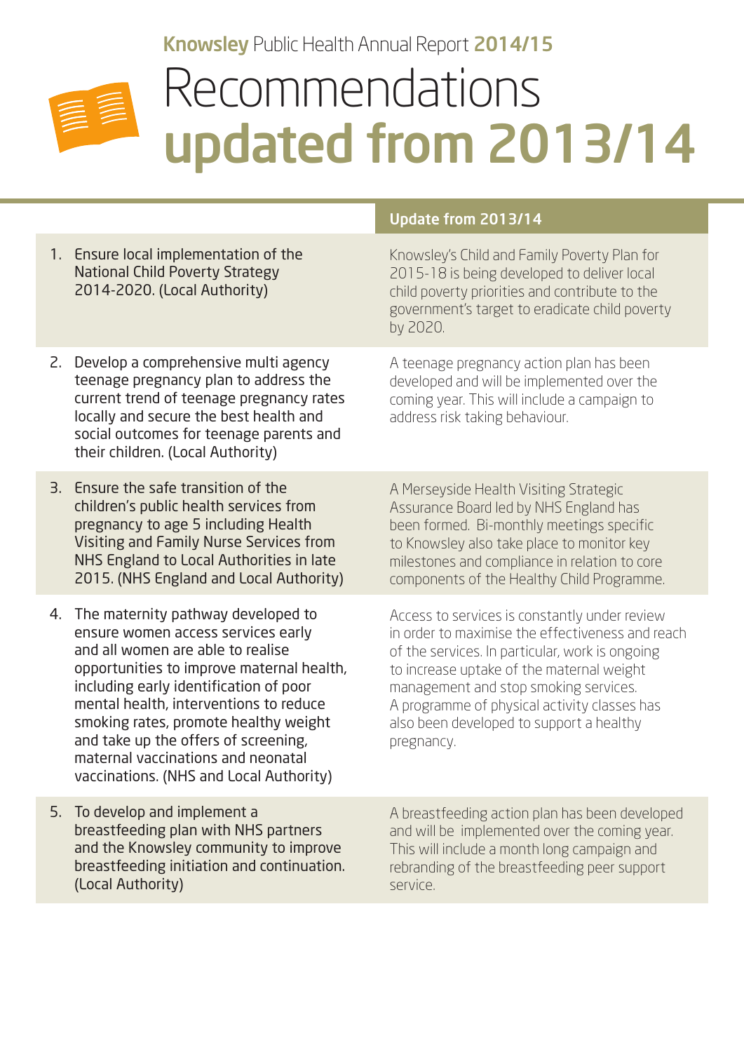Knowsley Public Health Annual Report 2014/15

# Recommendations updated from 2013/14

| | Update from 2013/14 |
|---|---|
| 1. Ensure local implementation of the National Child Poverty Strategy 2014-2020. (Local Authority) | Knowsley's Child and Family Poverty Plan for 2015-18 is being developed to deliver local child poverty priorities and contribute to the government's target to eradicate child poverty by 2020. |
| 2. Develop a comprehensive multi agency teenage pregnancy plan to address the current trend of teenage pregnancy rates locally and secure the best health and social outcomes for teenage parents and their children. (Local Authority) | A teenage pregnancy action plan has been developed and will be implemented over the coming year. This will include a campaign to address risk taking behaviour. |
| 3. Ensure the safe transition of the children's public health services from pregnancy to age 5 including Health Visiting and Family Nurse Services from NHS England to Local Authorities in late 2015. (NHS England and Local Authority) | A Merseyside Health Visiting Strategic Assurance Board led by NHS England has been formed. Bi-monthly meetings specific to Knowsley also take place to monitor key milestones and compliance in relation to core components of the Healthy Child Programme. |
| 4. The maternity pathway developed to ensure women access services early and all women are able to realise opportunities to improve maternal health, including early identification of poor mental health, interventions to reduce smoking rates, promote healthy weight and take up the offers of screening, maternal vaccinations and neonatal vaccinations. (NHS and Local Authority) | Access to services is constantly under review in order to maximise the effectiveness and reach of the services. In particular, work is ongoing to increase uptake of the maternal weight management and stop smoking services. A programme of physical activity classes has also been developed to support a healthy pregnancy. |
| 5. To develop and implement a breastfeeding plan with NHS partners and the Knowsley community to improve breastfeeding initiation and continuation. (Local Authority) | A breastfeeding action plan has been developed and will be implemented over the coming year. This will include a month long campaign and rebranding of the breastfeeding peer support service. |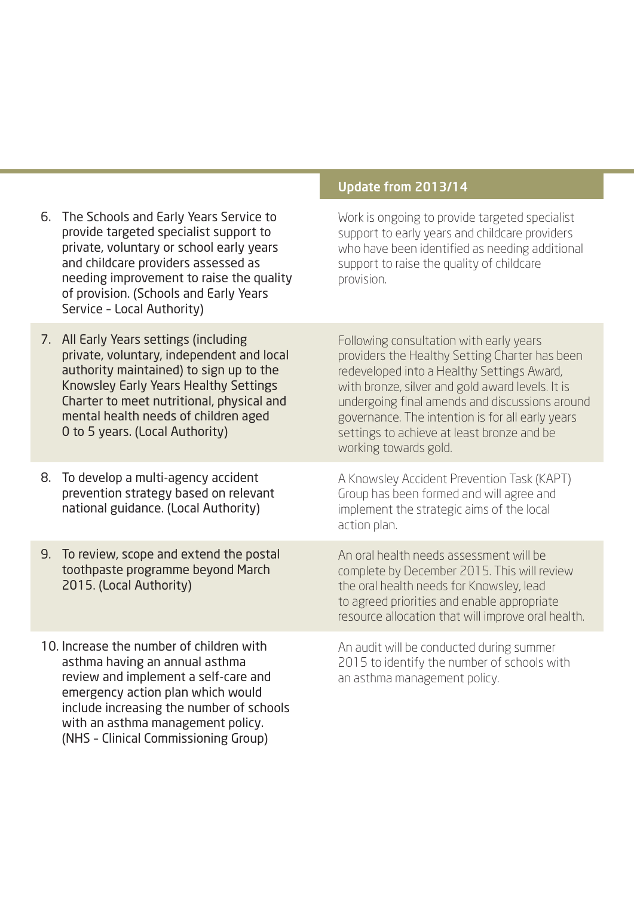| | Update from 2013/14 |
|---|---|
| 6. The Schools and Early Years Service to provide targeted specialist support to private, voluntary or school early years and childcare providers assessed as needing improvement to raise the quality of provision. (Schools and Early Years Service - Local Authority) | Work is ongoing to provide targeted specialist support to early years and childcare providers who have been identified as needing additional support to raise the quality of childcare provision. |
| 7. All Early Years settings (including private, voluntary, independent and local authority maintained) to sign up to the Knowsley Early Years Healthy Settings Charter to meet nutritional, physical and mental health needs of children aged 0 to 5 years. (Local Authority) | Following consultation with early years providers the Healthy Setting Charter has been redeveloped into a Healthy Settings Award, with bronze, silver and gold award levels. It is undergoing final amends and discussions around governance. The intention is for all early years settings to achieve at least bronze and be working towards gold. |
| 8. To develop a multi-agency accident prevention strategy based on relevant national guidance. (Local Authority) | A Knowsley Accident Prevention Task (KAPT) Group has been formed and will agree and implement the strategic aims of the local action plan. |
| 9. To review, scope and extend the postal toothpaste programme beyond March 2015. (Local Authority) | An oral health needs assessment will be complete by December 2015. This will review the oral health needs for Knowsley, lead to agreed priorities and enable appropriate resource allocation that will improve oral health. |
| 10. Increase the number of children with asthma having an annual asthma review and implement a self-care and emergency action plan which would include increasing the number of schools with an asthma management policy. (NHS - Clinical Commissioning Group) | An audit will be conducted during summer 2015 to identify the number of schools with an asthma management policy. |